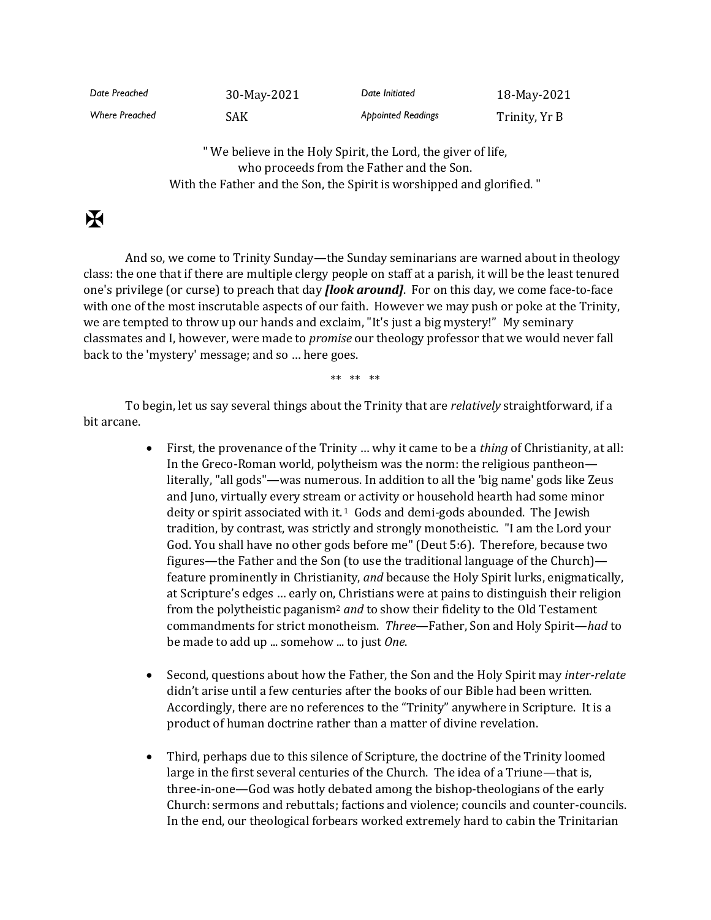| Date Preached | 30-May-2021 | Date Initiated | 18-May-2021 |
|---|---|---|---|
| Where Preached | SAK | Appointed Readings | Trinity, Yr B |

" We believe in the Holy Spirit, the Lord, the giver of life,
who proceeds from the Father and the Son.
With the Father and the Son, the Spirit is worshipped and glorified. "

✠

And so, we come to Trinity Sunday—the Sunday seminarians are warned about in theology class: the one that if there are multiple clergy people on staff at a parish, it will be the least tenured one's privilege (or curse) to preach that day ***[look around]***. For on this day, we come face-to-face with one of the most inscrutable aspects of our faith. However we may push or poke at the Trinity, we are tempted to throw up our hands and exclaim, "It's just a big mystery!" My seminary classmates and I, however, were made to *promise* our theology professor that we would never fall back to the 'mystery' message; and so … here goes.

** ** **

To begin, let us say several things about the Trinity that are *relatively* straightforward, if a bit arcane.

- First, the provenance of the Trinity … why it came to be a *thing* of Christianity, at all: In the Greco-Roman world, polytheism was the norm: the religious pantheon—literally, "all gods"—was numerous. In addition to all the 'big name' gods like Zeus and Juno, virtually every stream or activity or household hearth had some minor deity or spirit associated with it.[1] Gods and demi-gods abounded. The Jewish tradition, by contrast, was strictly and strongly monotheistic. "I am the Lord your God. You shall have no other gods before me" (Deut 5:6). Therefore, because two figures—the Father and the Son (to use the traditional language of the Church)—feature prominently in Christianity, *and* because the Holy Spirit lurks, enigmatically, at Scripture's edges … early on, Christians were at pains to distinguish their religion from the polytheistic paganism[2] *and* to show their fidelity to the Old Testament commandments for strict monotheism. *Three*—Father, Son and Holy Spirit—*had* to be made to add up ... somehow ... to just *One*.

- Second, questions about how the Father, the Son and the Holy Spirit may *inter-relate* didn't arise until a few centuries after the books of our Bible had been written. Accordingly, there are no references to the "Trinity" anywhere in Scripture. It is a product of human doctrine rather than a matter of divine revelation.

- Third, perhaps due to this silence of Scripture, the doctrine of the Trinity loomed large in the first several centuries of the Church. The idea of a Triune—that is, three-in-one—God was hotly debated among the bishop-theologians of the early Church: sermons and rebuttals; factions and violence; councils and counter-councils. In the end, our theological forbears worked extremely hard to cabin the Trinitarian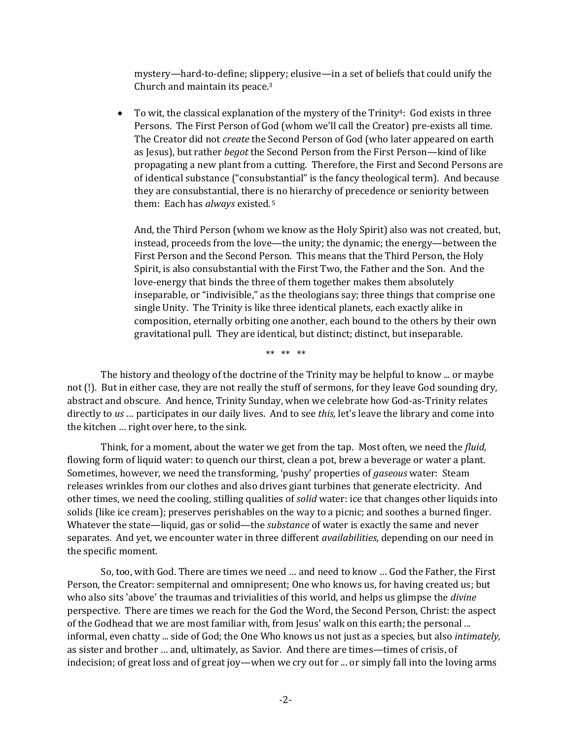mystery—hard-to-define; slippery; elusive—in a set of beliefs that could unify the Church and maintain its peace.[3]

- To wit, the classical explanation of the mystery of the Trinity[4]: God exists in three Persons. The First Person of God (whom we'll call the Creator) pre-exists all time. The Creator did not *create* the Second Person of God (who later appeared on earth as Jesus), but rather *begot* the Second Person from the First Person—kind of like propagating a new plant from a cutting. Therefore, the First and Second Persons are of identical substance ("consubstantial" is the fancy theological term). And because they are consubstantial, there is no hierarchy of precedence or seniority between them: Each has *always* existed.[5]

  And, the Third Person (whom we know as the Holy Spirit) also was not created, but, instead, proceeds from the love—the unity; the dynamic; the energy—between the First Person and the Second Person. This means that the Third Person, the Holy Spirit, is also consubstantial with the First Two, the Father and the Son. And the love-energy that binds the three of them together makes them absolutely inseparable, or "indivisible," as the theologians say; three things that comprise one single Unity. The Trinity is like three identical planets, each exactly alike in composition, eternally orbiting one another, each bound to the others by their own gravitational pull. They are identical, but distinct; distinct, but inseparable.

** ** **

The history and theology of the doctrine of the Trinity may be helpful to know ... or maybe not (!). But in either case, they are not really the stuff of sermons, for they leave God sounding dry, abstract and obscure. And hence, Trinity Sunday, when we celebrate how God-as-Trinity relates directly to *us* … participates in our daily lives. And to see *this,* let's leave the library and come into the kitchen … right over here, to the sink.

Think, for a moment, about the water we get from the tap. Most often, we need the *fluid,* flowing form of liquid water: to quench our thirst, clean a pot, brew a beverage or water a plant. Sometimes, however, we need the transforming, 'pushy' properties of *gaseous* water: Steam releases wrinkles from our clothes and also drives giant turbines that generate electricity. And other times, we need the cooling, stilling qualities of *solid* water: ice that changes other liquids into solids (like ice cream); preserves perishables on the way to a picnic; and soothes a burned finger. Whatever the state—liquid, gas or solid—the *substance* of water is exactly the same and never separates. And yet, we encounter water in three different *availabilities,* depending on our need in the specific moment.

So, too, with God. There are times we need … and need to know … God the Father, the First Person, the Creator: sempiternal and omnipresent; One who knows us, for having created us; but who also sits 'above' the traumas and trivialities of this world, and helps us glimpse the *divine* perspective. There are times we reach for the God the Word, the Second Person, Christ: the aspect of the Godhead that we are most familiar with, from Jesus' walk on this earth; the personal ... informal, even chatty ... side of God; the One Who knows us not just as a species, but also *intimately,* as sister and brother … and, ultimately, as Savior. And there are times—times of crisis, of indecision; of great loss and of great joy—when we cry out for ... or simply fall into the loving arms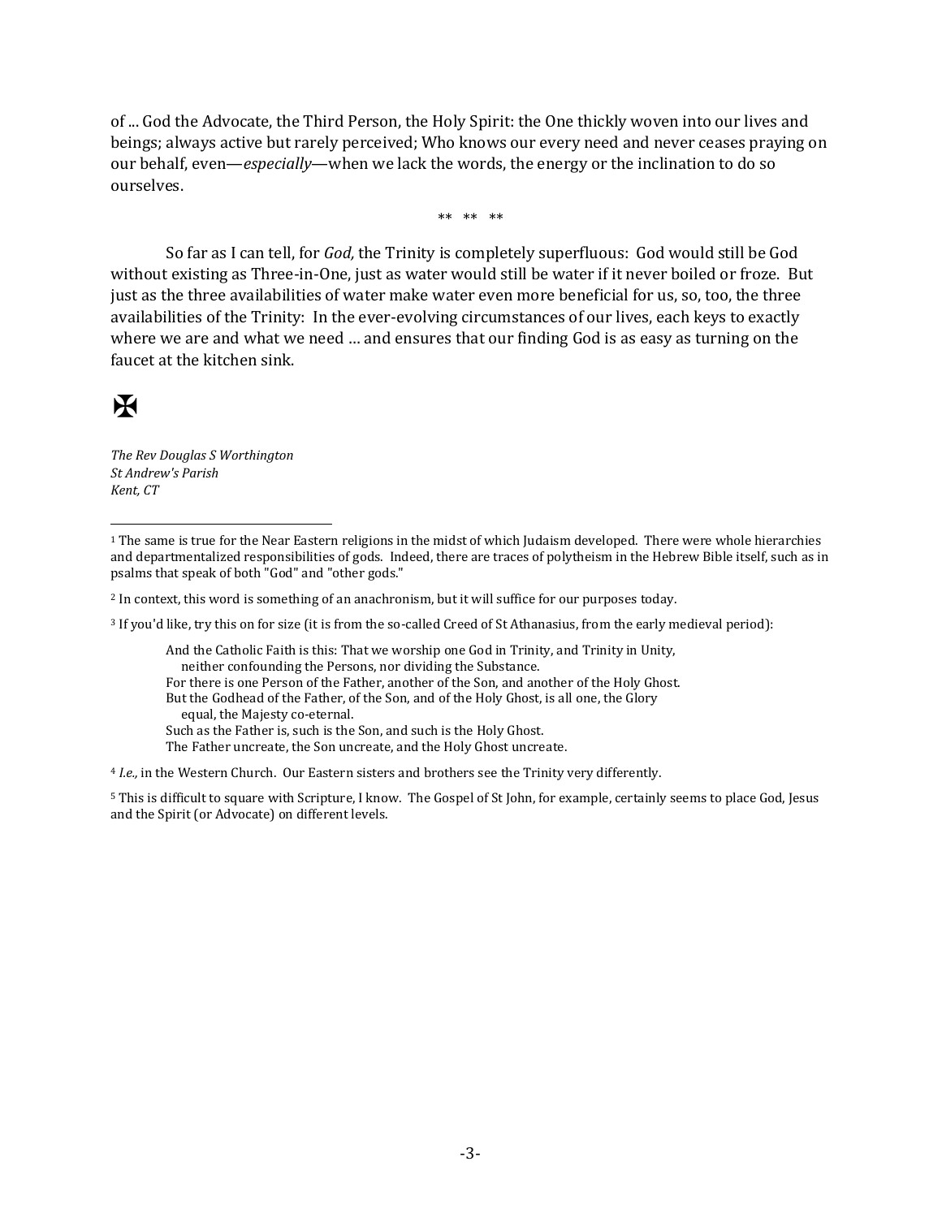of ... God the Advocate, the Third Person, the Holy Spirit: the One thickly woven into our lives and beings; always active but rarely perceived; Who knows our every need and never ceases praying on our behalf, even—*especially*—when we lack the words, the energy or the inclination to do so ourselves.

** ** **

So far as I can tell, for *God,* the Trinity is completely superfluous: God would still be God without existing as Three-in-One, just as water would still be water if it never boiled or froze. But just as the three availabilities of water make water even more beneficial for us, so, too, the three availabilities of the Trinity: In the ever-evolving circumstances of our lives, each keys to exactly where we are and what we need … and ensures that our finding God is as easy as turning on the faucet at the kitchen sink.

✠

*The Rev Douglas S Worthington*
*St Andrew's Parish*
*Kent, CT*

---

[1] The same is true for the Near Eastern religions in the midst of which Judaism developed. There were whole hierarchies and departmentalized responsibilities of gods. Indeed, there are traces of polytheism in the Hebrew Bible itself, such as in psalms that speak of both "God" and "other gods."

[2] In context, this word is something of an anachronism, but it will suffice for our purposes today.

[3] If you'd like, try this on for size (it is from the so-called Creed of St Athanasius, from the early medieval period):

> And the Catholic Faith is this: That we worship one God in Trinity, and Trinity in Unity,
> neither confounding the Persons, nor dividing the Substance.
> For there is one Person of the Father, another of the Son, and another of the Holy Ghost.
> But the Godhead of the Father, of the Son, and of the Holy Ghost, is all one, the Glory
> equal, the Majesty co-eternal.
> Such as the Father is, such is the Son, and such is the Holy Ghost.
> The Father uncreate, the Son uncreate, and the Holy Ghost uncreate.

[4] *I.e.,* in the Western Church. Our Eastern sisters and brothers see the Trinity very differently.

[5] This is difficult to square with Scripture, I know. The Gospel of St John, for example, certainly seems to place God, Jesus and the Spirit (or Advocate) on different levels.